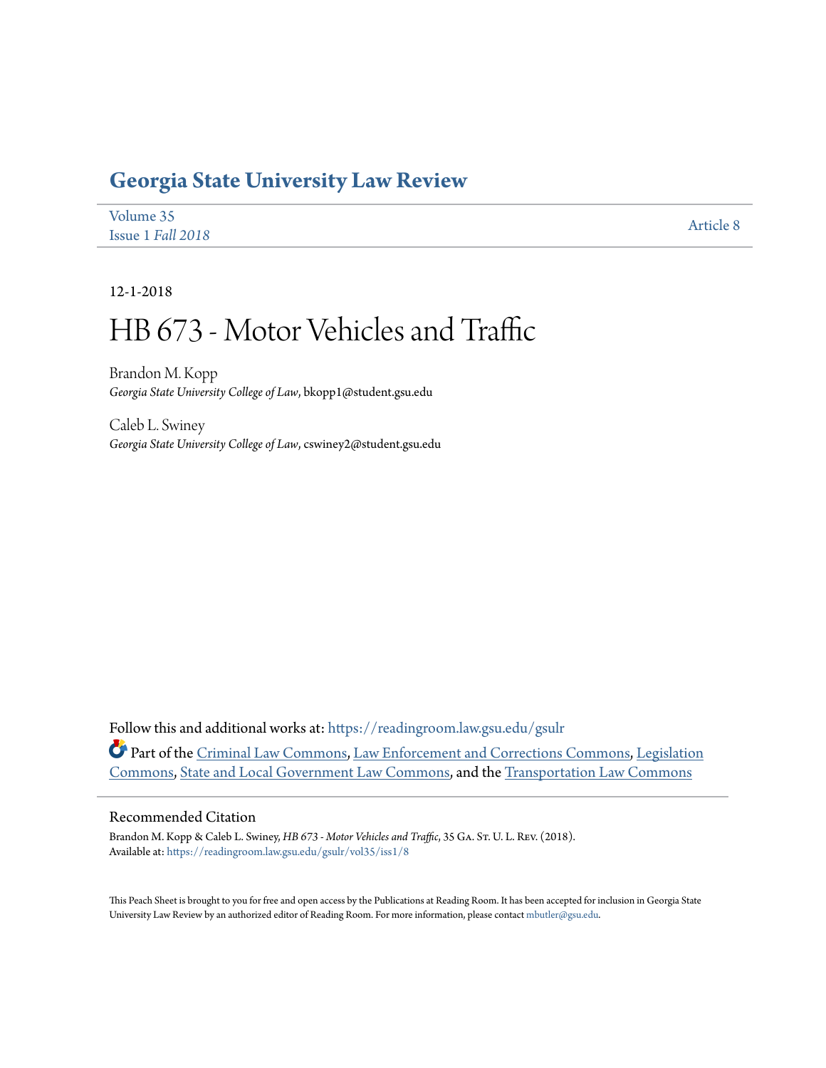# Georgia State University Law Review

Volume 35
Issue 1 *Fall 2018*

Article 8

12-1-2018

# HB 673 - Motor Vehicles and Traffic

Brandon M. Kopp
*Georgia State University College of Law*, bkopp1@student.gsu.edu

Caleb L. Swiney
*Georgia State University College of Law*, cswiney2@student.gsu.edu

Follow this and additional works at: https://readingroom.law.gsu.edu/gsulr

Part of the Criminal Law Commons, Law Enforcement and Corrections Commons, Legislation Commons, State and Local Government Law Commons, and the Transportation Law Commons

## Recommended Citation

Brandon M. Kopp & Caleb L. Swiney, *HB 673 - Motor Vehicles and Traffic*, 35 Ga. St. U. L. Rev. (2018).
Available at: https://readingroom.law.gsu.edu/gsulr/vol35/iss1/8

This Peach Sheet is brought to you for free and open access by the Publications at Reading Room. It has been accepted for inclusion in Georgia State University Law Review by an authorized editor of Reading Room. For more information, please contact mbutler@gsu.edu.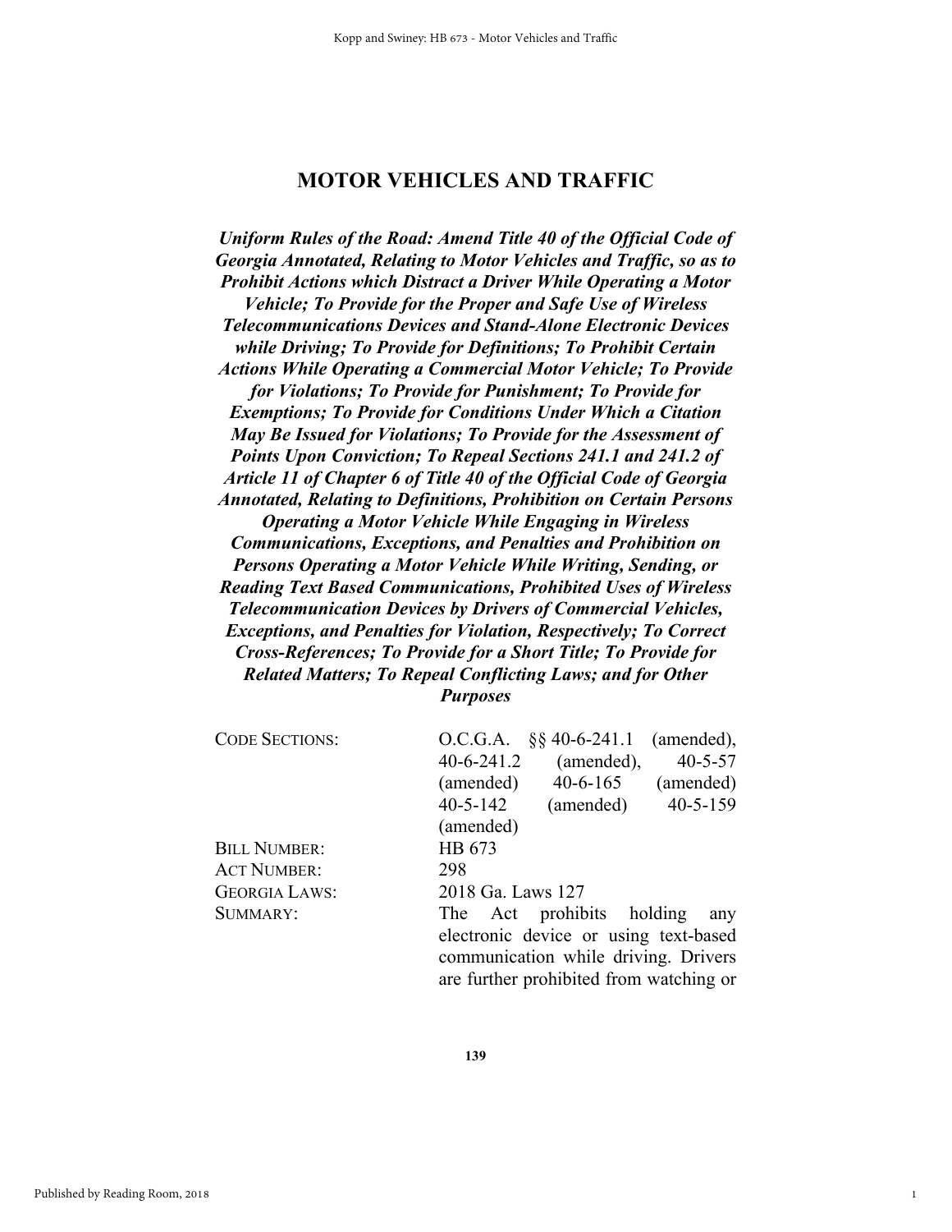# MOTOR VEHICLES AND TRAFFIC

***Uniform Rules of the Road: Amend Title 40 of the Official Code of Georgia Annotated, Relating to Motor Vehicles and Traffic, so as to Prohibit Actions which Distract a Driver While Operating a Motor Vehicle; To Provide for the Proper and Safe Use of Wireless Telecommunications Devices and Stand-Alone Electronic Devices while Driving; To Provide for Definitions; To Prohibit Certain Actions While Operating a Commercial Motor Vehicle; To Provide for Violations; To Provide for Punishment; To Provide for Exemptions; To Provide for Conditions Under Which a Citation May Be Issued for Violations; To Provide for the Assessment of Points Upon Conviction; To Repeal Sections 241.1 and 241.2 of Article 11 of Chapter 6 of Title 40 of the Official Code of Georgia Annotated, Relating to Definitions, Prohibition on Certain Persons Operating a Motor Vehicle While Engaging in Wireless Communications, Exceptions, and Penalties and Prohibition on Persons Operating a Motor Vehicle While Writing, Sending, or Reading Text Based Communications, Prohibited Uses of Wireless Telecommunication Devices by Drivers of Commercial Vehicles, Exceptions, and Penalties for Violation, Respectively; To Correct Cross-References; To Provide for a Short Title; To Provide for Related Matters; To Repeal Conflicting Laws; and for Other Purposes***

| | |
|---|---|
| CODE SECTIONS: | O.C.G.A. §§ 40-6-241.1 (amended), 40-6-241.2 (amended), 40-5-57 (amended) 40-6-165 (amended) 40-5-142 (amended) 40-5-159 (amended) |
| BILL NUMBER: | HB 673 |
| ACT NUMBER: | 298 |
| GEORGIA LAWS: | 2018 Ga. Laws 127 |
| SUMMARY: | The Act prohibits holding any electronic device or using text-based communication while driving. Drivers are further prohibited from watching or |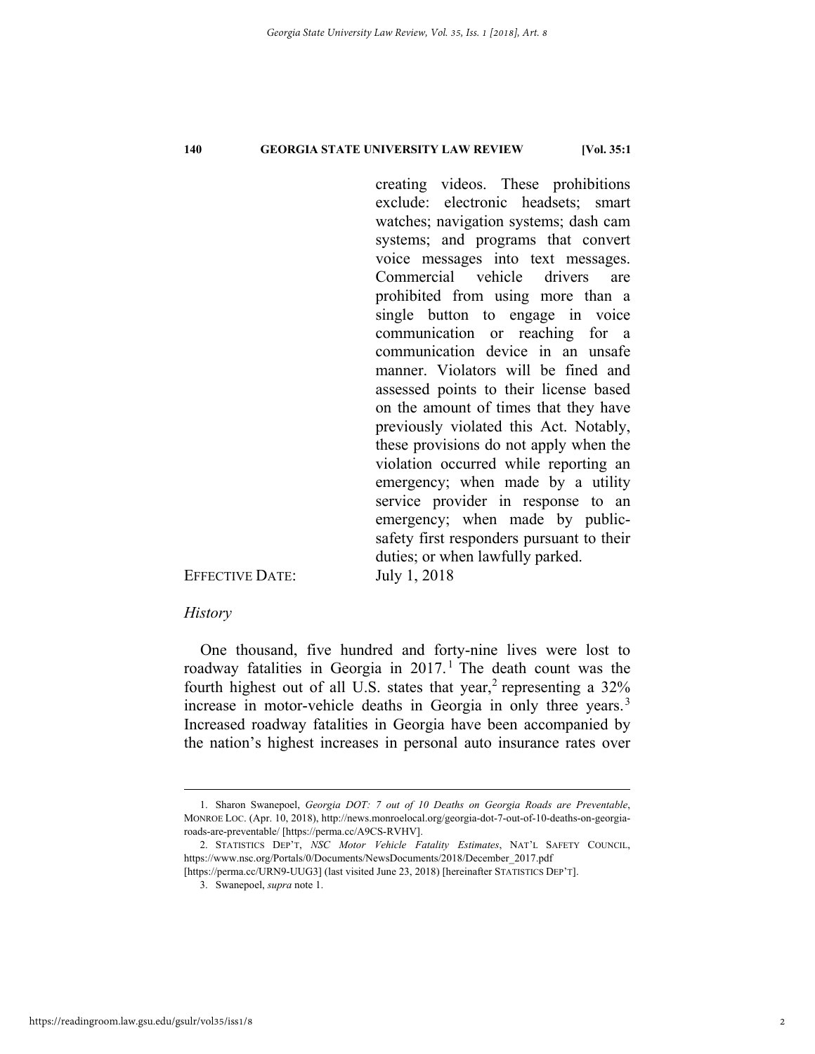creating videos. These prohibitions exclude: electronic headsets; smart watches; navigation systems; dash cam systems; and programs that convert voice messages into text messages. Commercial vehicle drivers are prohibited from using more than a single button to engage in voice communication or reaching for a communication device in an unsafe manner. Violators will be fined and assessed points to their license based on the amount of times that they have previously violated this Act. Notably, these provisions do not apply when the violation occurred while reporting an emergency; when made by a utility service provider in response to an emergency; when made by public-safety first responders pursuant to their duties; or when lawfully parked.

EFFECTIVE DATE: July 1, 2018

*History*

One thousand, five hundred and forty-nine lives were lost to roadway fatalities in Georgia in 2017.[1] The death count was the fourth highest out of all U.S. states that year,[2] representing a 32% increase in motor-vehicle deaths in Georgia in only three years.[3] Increased roadway fatalities in Georgia have been accompanied by the nation's highest increases in personal auto insurance rates over

---

1. Sharon Swanepoel, *Georgia DOT: 7 out of 10 Deaths on Georgia Roads are Preventable*, MONROE LOC. (Apr. 10, 2018), http://news.monroelocal.org/georgia-dot-7-out-of-10-deaths-on-georgia-roads-are-preventable/ [https://perma.cc/A9CS-RVHV].

2. STATISTICS DEP'T, *NSC Motor Vehicle Fatality Estimates*, NAT'L SAFETY COUNCIL, https://www.nsc.org/Portals/0/Documents/NewsDocuments/2018/December_2017.pdf [https://perma.cc/URN9-UUG3] (last visited June 23, 2018) [hereinafter STATISTICS DEP'T].

3. Swanepoel, *supra* note 1.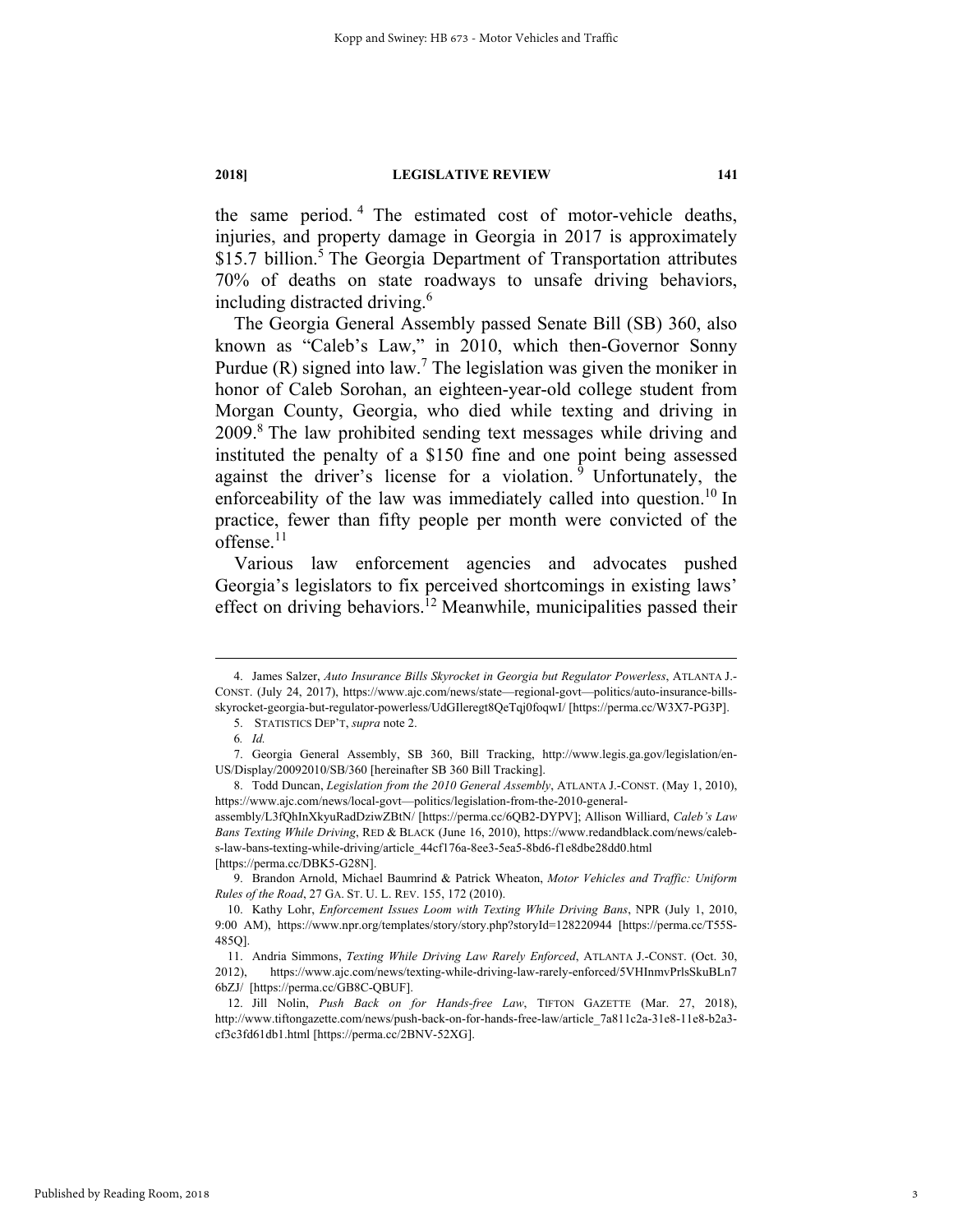the same period.[4] The estimated cost of motor-vehicle deaths, injuries, and property damage in Georgia in 2017 is approximately $15.7 billion.[5] The Georgia Department of Transportation attributes 70% of deaths on state roadways to unsafe driving behaviors, including distracted driving.[6]

The Georgia General Assembly passed Senate Bill (SB) 360, also known as "Caleb's Law," in 2010, which then-Governor Sonny Purdue (R) signed into law.[7] The legislation was given the moniker in honor of Caleb Sorohan, an eighteen-year-old college student from Morgan County, Georgia, who died while texting and driving in 2009.[8] The law prohibited sending text messages while driving and instituted the penalty of a $150 fine and one point being assessed against the driver's license for a violation.[9] Unfortunately, the enforceability of the law was immediately called into question.[10] In practice, fewer than fifty people per month were convicted of the offense.[11]

Various law enforcement agencies and advocates pushed Georgia's legislators to fix perceived shortcomings in existing laws' effect on driving behaviors.[12] Meanwhile, municipalities passed their

---

4. James Salzer, *Auto Insurance Bills Skyrocket in Georgia but Regulator Powerless*, ATLANTA J.-CONST. (July 24, 2017), https://www.ajc.com/news/state—regional-govt—politics/auto-insurance-bills-skyrocket-georgia-but-regulator-powerless/UdGIleregt8QeTqj0foqwI/ [https://perma.cc/W3X7-PG3P].

5. STATISTICS DEP'T, *supra* note 2.

6. *Id.*

7. Georgia General Assembly, SB 360, Bill Tracking, http://www.legis.ga.gov/legislation/en-US/Display/20092010/SB/360 [hereinafter SB 360 Bill Tracking].

8. Todd Duncan, *Legislation from the 2010 General Assembly*, ATLANTA J.-CONST. (May 1, 2010), https://www.ajc.com/news/local-govt—politics/legislation-from-the-2010-general-assembly/L3fQhInXkyuRadDziwZBtN/ [https://perma.cc/6QB2-DYPV]; Allison Williard, *Caleb's Law Bans Texting While Driving*, RED & BLACK (June 16, 2010), https://www.redandblack.com/news/calebs-law-bans-texting-while-driving/article_44cf176a-8ee3-5ea5-8bd6-f1e8dbe28dd0.html [https://perma.cc/DBK5-G28N].

9. Brandon Arnold, Michael Baumrind & Patrick Wheaton, *Motor Vehicles and Traffic: Uniform Rules of the Road*, 27 GA. ST. U. L. REV. 155, 172 (2010).

10. Kathy Lohr, *Enforcement Issues Loom with Texting While Driving Bans*, NPR (July 1, 2010, 9:00 AM), https://www.npr.org/templates/story/story.php?storyId=128220944 [https://perma.cc/T55S-485Q].

11. Andria Simmons, *Texting While Driving Law Rarely Enforced*, ATLANTA J.-CONST. (Oct. 30, 2012), https://www.ajc.com/news/texting-while-driving-law-rarely-enforced/5VHInmvPrlsSkuBLn76bZJ/ [https://perma.cc/GB8C-QBUF].

12. Jill Nolin, *Push Back on for Hands-free Law*, TIFTON GAZETTE (Mar. 27, 2018), http://www.tiftongazette.com/news/push-back-on-for-hands-free-law/article_7a811c2a-31e8-11e8-b2a3-cf3c3fd61db1.html [https://perma.cc/2BNV-52XG].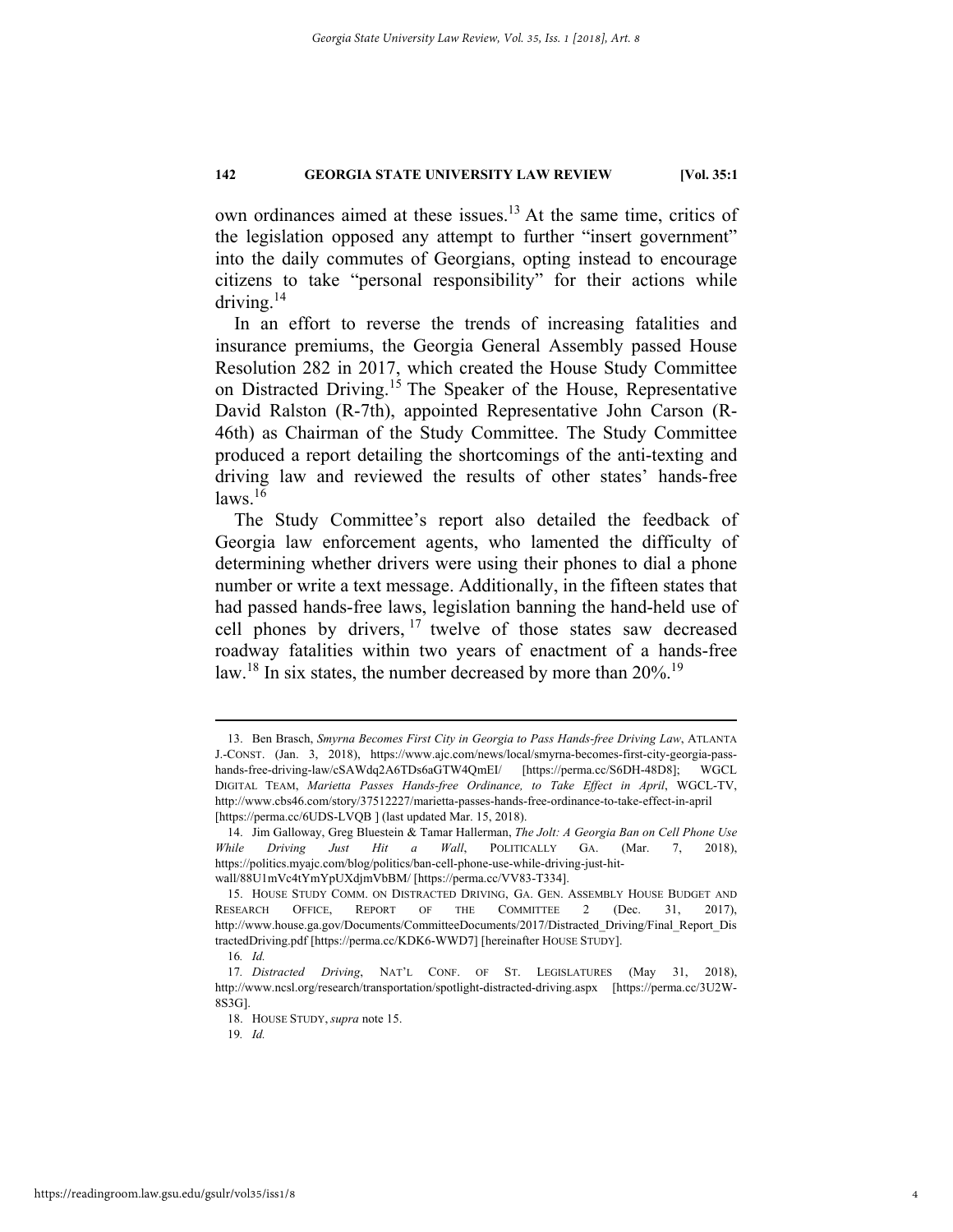own ordinances aimed at these issues.[13] At the same time, critics of the legislation opposed any attempt to further "insert government" into the daily commutes of Georgians, opting instead to encourage citizens to take "personal responsibility" for their actions while driving.[14]

In an effort to reverse the trends of increasing fatalities and insurance premiums, the Georgia General Assembly passed House Resolution 282 in 2017, which created the House Study Committee on Distracted Driving.[15] The Speaker of the House, Representative David Ralston (R-7th), appointed Representative John Carson (R-46th) as Chairman of the Study Committee. The Study Committee produced a report detailing the shortcomings of the anti-texting and driving law and reviewed the results of other states' hands-free laws.[16]

The Study Committee's report also detailed the feedback of Georgia law enforcement agents, who lamented the difficulty of determining whether drivers were using their phones to dial a phone number or write a text message. Additionally, in the fifteen states that had passed hands-free laws, legislation banning the hand-held use of cell phones by drivers,[17] twelve of those states saw decreased roadway fatalities within two years of enactment of a hands-free law.[18] In six states, the number decreased by more than 20%.[19]

---

13. Ben Brasch, *Smyrna Becomes First City in Georgia to Pass Hands-free Driving Law*, ATLANTA J.-CONST. (Jan. 3, 2018), https://www.ajc.com/news/local/smyrna-becomes-first-city-georgia-pass-hands-free-driving-law/cSAWdq2A6TDs6aGTW4QmEI/ [https://perma.cc/S6DH-48D8]; WGCL DIGITAL TEAM, *Marietta Passes Hands-free Ordinance, to Take Effect in April*, WGCL-TV, http://www.cbs46.com/story/37512227/marietta-passes-hands-free-ordinance-to-take-effect-in-april [https://perma.cc/6UDS-LVQB ] (last updated Mar. 15, 2018).

14. Jim Galloway, Greg Bluestein & Tamar Hallerman, *The Jolt: A Georgia Ban on Cell Phone Use While Driving Just Hit a Wall*, POLITICALLY GA. (Mar. 7, 2018), https://politics.myajc.com/blog/politics/ban-cell-phone-use-while-driving-just-hit-wall/88U1mVc4tYmYpUXdjmVbBM/ [https://perma.cc/VV83-T334].

15. HOUSE STUDY COMM. ON DISTRACTED DRIVING, GA. GEN. ASSEMBLY HOUSE BUDGET AND RESEARCH OFFICE, REPORT OF THE COMMITTEE 2 (Dec. 31, 2017), http://www.house.ga.gov/Documents/CommitteeDocuments/2017/Distracted_Driving/Final_Report_DistractedDriving.pdf [https://perma.cc/KDK6-WWD7] [hereinafter HOUSE STUDY].

16. *Id.*

17. *Distracted Driving*, NAT'L CONF. OF ST. LEGISLATURES (May 31, 2018), http://www.ncsl.org/research/transportation/spotlight-distracted-driving.aspx [https://perma.cc/3U2W-8S3G].

18. HOUSE STUDY, *supra* note 15.

19. *Id.*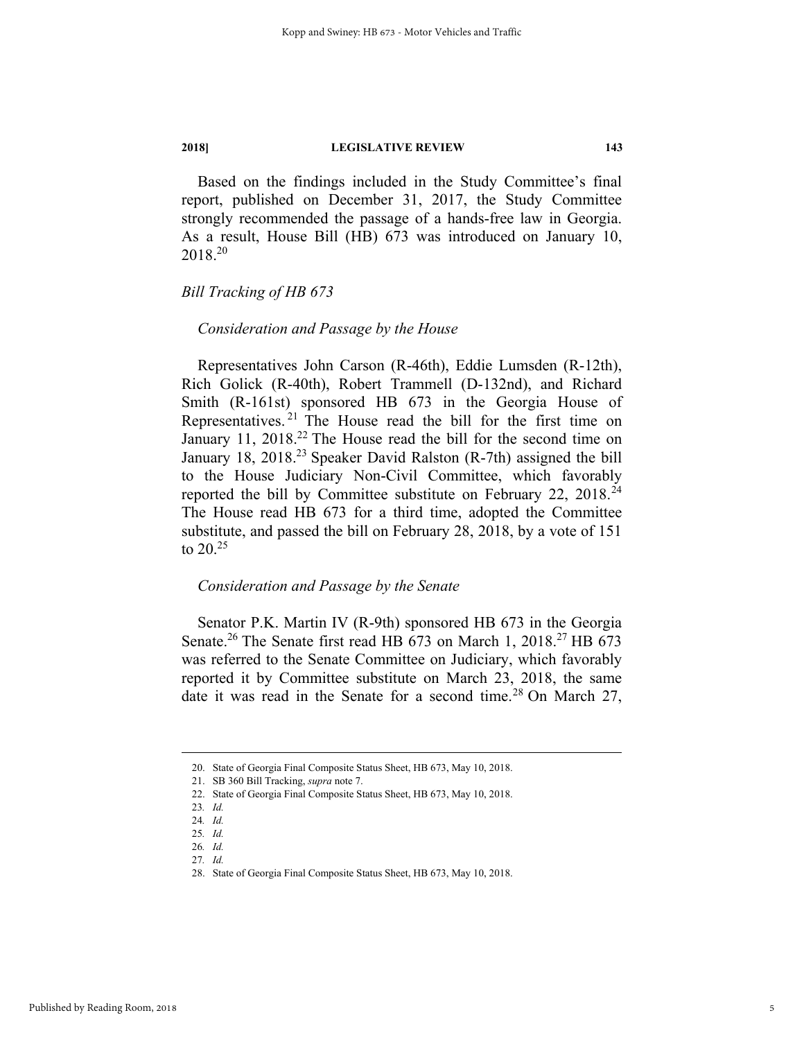Based on the findings included in the Study Committee's final report, published on December 31, 2017, the Study Committee strongly recommended the passage of a hands-free law in Georgia. As a result, House Bill (HB) 673 was introduced on January 10, 2018.[20]

### *Bill Tracking of HB 673*

#### *Consideration and Passage by the House*

Representatives John Carson (R-46th), Eddie Lumsden (R-12th), Rich Golick (R-40th), Robert Trammell (D-132nd), and Richard Smith (R-161st) sponsored HB 673 in the Georgia House of Representatives.[21] The House read the bill for the first time on January 11, 2018.[22] The House read the bill for the second time on January 18, 2018.[23] Speaker David Ralston (R-7th) assigned the bill to the House Judiciary Non-Civil Committee, which favorably reported the bill by Committee substitute on February 22, 2018.[24] The House read HB 673 for a third time, adopted the Committee substitute, and passed the bill on February 28, 2018, by a vote of 151 to 20.[25]

#### *Consideration and Passage by the Senate*

Senator P.K. Martin IV (R-9th) sponsored HB 673 in the Georgia Senate.[26] The Senate first read HB 673 on March 1, 2018.[27] HB 673 was referred to the Senate Committee on Judiciary, which favorably reported it by Committee substitute on March 23, 2018, the same date it was read in the Senate for a second time.[28] On March 27,

---

20. State of Georgia Final Composite Status Sheet, HB 673, May 10, 2018.
21. SB 360 Bill Tracking, *supra* note 7.
22. State of Georgia Final Composite Status Sheet, HB 673, May 10, 2018.
23. *Id.*
24. *Id.*
25. *Id.*
26. *Id.*
27. *Id.*
28. State of Georgia Final Composite Status Sheet, HB 673, May 10, 2018.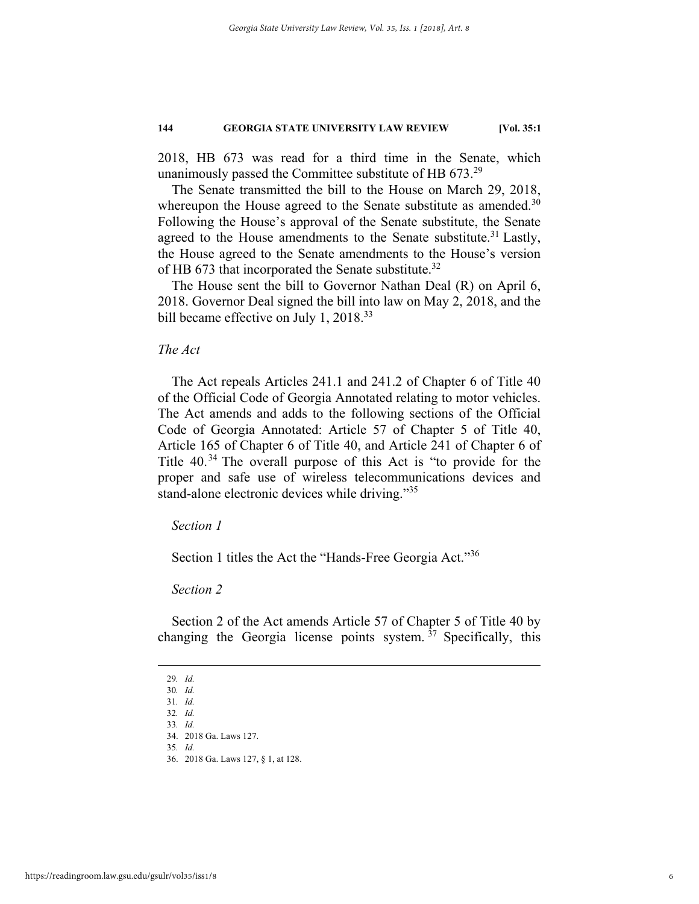2018, HB 673 was read for a third time in the Senate, which unanimously passed the Committee substitute of HB 673.[29]

The Senate transmitted the bill to the House on March 29, 2018, whereupon the House agreed to the Senate substitute as amended.[30] Following the House's approval of the Senate substitute, the Senate agreed to the House amendments to the Senate substitute.[31] Lastly, the House agreed to the Senate amendments to the House's version of HB 673 that incorporated the Senate substitute.[32]

The House sent the bill to Governor Nathan Deal (R) on April 6, 2018. Governor Deal signed the bill into law on May 2, 2018, and the bill became effective on July 1, 2018.[33]

### *The Act*

The Act repeals Articles 241.1 and 241.2 of Chapter 6 of Title 40 of the Official Code of Georgia Annotated relating to motor vehicles. The Act amends and adds to the following sections of the Official Code of Georgia Annotated: Article 57 of Chapter 5 of Title 40, Article 165 of Chapter 6 of Title 40, and Article 241 of Chapter 6 of Title 40.[34] The overall purpose of this Act is "to provide for the proper and safe use of wireless telecommunications devices and stand-alone electronic devices while driving."[35]

#### *Section 1*

Section 1 titles the Act the "Hands-Free Georgia Act."[36]

#### *Section 2*

Section 2 of the Act amends Article 57 of Chapter 5 of Title 40 by changing the Georgia license points system.[37] Specifically, this

---

29. *Id.*
30. *Id.*
31. *Id.*
32. *Id.*
33. *Id.*
34. 2018 Ga. Laws 127.
35. *Id.*
36. 2018 Ga. Laws 127, § 1, at 128.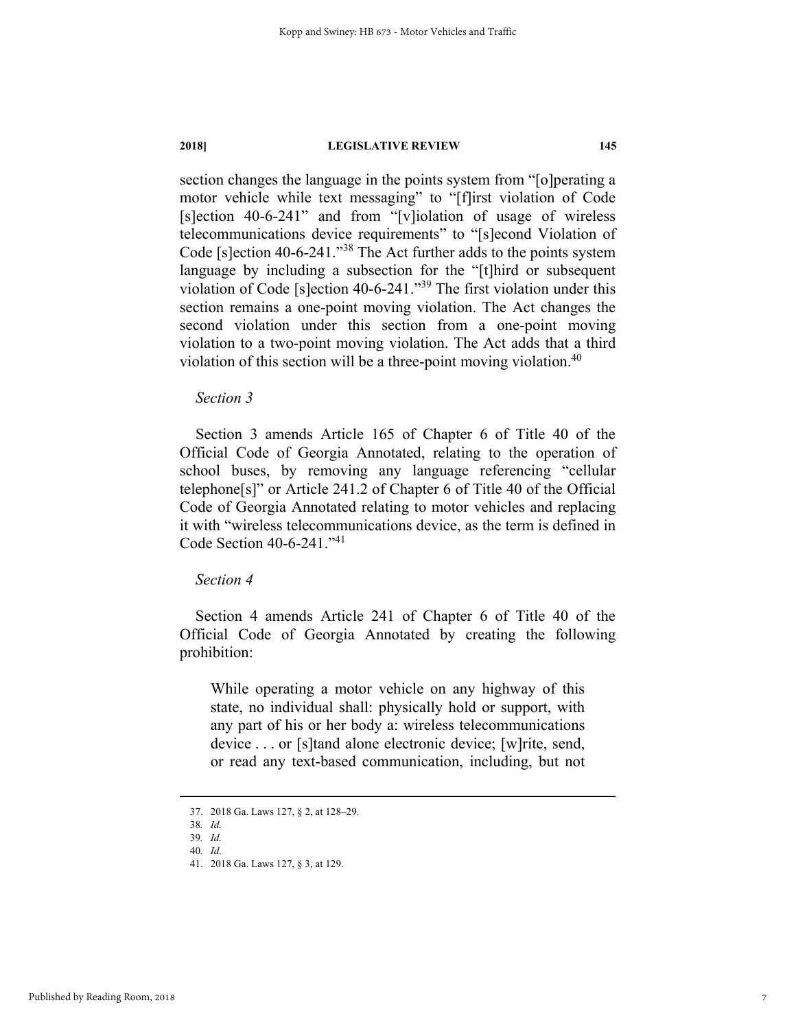section changes the language in the points system from "[o]perating a motor vehicle while text messaging" to "[f]irst violation of Code [s]ection 40-6-241" and from "[v]iolation of usage of wireless telecommunications device requirements" to "[s]econd Violation of Code [s]ection 40-6-241."[38] The Act further adds to the points system language by including a subsection for the "[t]hird or subsequent violation of Code [s]ection 40-6-241."[39] The first violation under this section remains a one-point moving violation. The Act changes the second violation under this section from a one-point moving violation to a two-point moving violation. The Act adds that a third violation of this section will be a three-point moving violation.[40]

*Section 3*

Section 3 amends Article 165 of Chapter 6 of Title 40 of the Official Code of Georgia Annotated, relating to the operation of school buses, by removing any language referencing "cellular telephone[s]" or Article 241.2 of Chapter 6 of Title 40 of the Official Code of Georgia Annotated relating to motor vehicles and replacing it with "wireless telecommunications device, as the term is defined in Code Section 40-6-241."[41]

*Section 4*

Section 4 amends Article 241 of Chapter 6 of Title 40 of the Official Code of Georgia Annotated by creating the following prohibition:

> While operating a motor vehicle on any highway of this state, no individual shall: physically hold or support, with any part of his or her body a: wireless telecommunications device . . . or [s]tand alone electronic device; [w]rite, send, or read any text-based communication, including, but not

---

37. 2018 Ga. Laws 127, § 2, at 128–29.

38. *Id.*

39. *Id.*

40. *Id.*

41. 2018 Ga. Laws 127, § 3, at 129.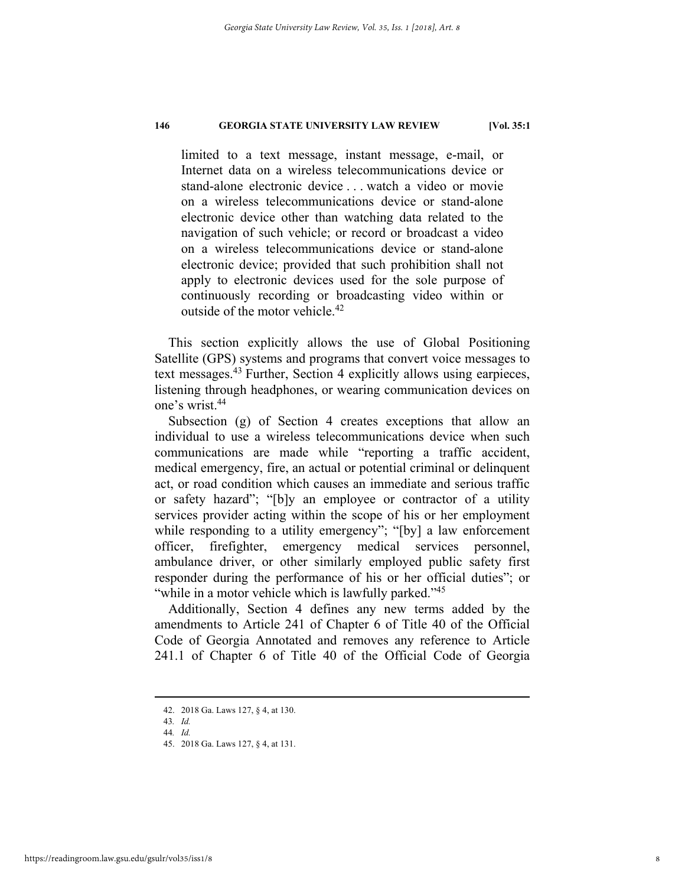> limited to a text message, instant message, e-mail, or Internet data on a wireless telecommunications device or stand-alone electronic device . . . watch a video or movie on a wireless telecommunications device or stand-alone electronic device other than watching data related to the navigation of such vehicle; or record or broadcast a video on a wireless telecommunications device or stand-alone electronic device; provided that such prohibition shall not apply to electronic devices used for the sole purpose of continuously recording or broadcasting video within or outside of the motor vehicle.[42]

This section explicitly allows the use of Global Positioning Satellite (GPS) systems and programs that convert voice messages to text messages.[43] Further, Section 4 explicitly allows using earpieces, listening through headphones, or wearing communication devices on one's wrist.[44]

Subsection (g) of Section 4 creates exceptions that allow an individual to use a wireless telecommunications device when such communications are made while "reporting a traffic accident, medical emergency, fire, an actual or potential criminal or delinquent act, or road condition which causes an immediate and serious traffic or safety hazard"; "[b]y an employee or contractor of a utility services provider acting within the scope of his or her employment while responding to a utility emergency"; "[by] a law enforcement officer, firefighter, emergency medical services personnel, ambulance driver, or other similarly employed public safety first responder during the performance of his or her official duties"; or "while in a motor vehicle which is lawfully parked."[45]

Additionally, Section 4 defines any new terms added by the amendments to Article 241 of Chapter 6 of Title 40 of the Official Code of Georgia Annotated and removes any reference to Article 241.1 of Chapter 6 of Title 40 of the Official Code of Georgia

---

42. 2018 Ga. Laws 127, § 4, at 130.
43. *Id.*
44. *Id.*
45. 2018 Ga. Laws 127, § 4, at 131.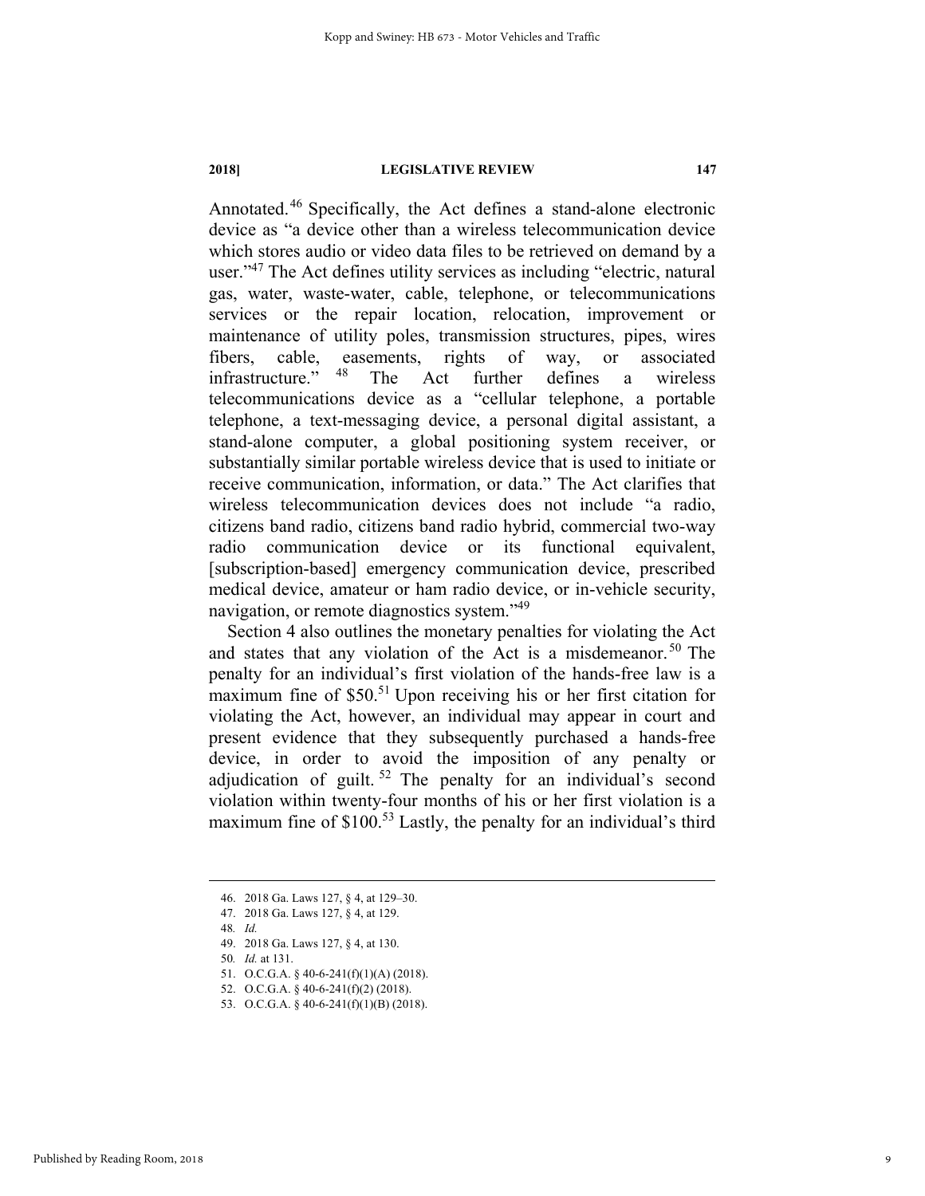Annotated.[46] Specifically, the Act defines a stand-alone electronic device as "a device other than a wireless telecommunication device which stores audio or video data files to be retrieved on demand by a user."[47] The Act defines utility services as including "electric, natural gas, water, waste-water, cable, telephone, or telecommunications services or the repair location, relocation, improvement or maintenance of utility poles, transmission structures, pipes, wires fibers, cable, easements, rights of way, or associated infrastructure." [48] The Act further defines a wireless telecommunications device as a "cellular telephone, a portable telephone, a text-messaging device, a personal digital assistant, a stand-alone computer, a global positioning system receiver, or substantially similar portable wireless device that is used to initiate or receive communication, information, or data." The Act clarifies that wireless telecommunication devices does not include "a radio, citizens band radio, citizens band radio hybrid, commercial two-way radio communication device or its functional equivalent, [subscription-based] emergency communication device, prescribed medical device, amateur or ham radio device, or in-vehicle security, navigation, or remote diagnostics system."[49]

Section 4 also outlines the monetary penalties for violating the Act and states that any violation of the Act is a misdemeanor.[50] The penalty for an individual's first violation of the hands-free law is a maximum fine of $50.[51] Upon receiving his or her first citation for violating the Act, however, an individual may appear in court and present evidence that they subsequently purchased a hands-free device, in order to avoid the imposition of any penalty or adjudication of guilt.[52] The penalty for an individual's second violation within twenty-four months of his or her first violation is a maximum fine of $100.[53] Lastly, the penalty for an individual's third

---

46. 2018 Ga. Laws 127, § 4, at 129–30.
47. 2018 Ga. Laws 127, § 4, at 129.
48. *Id.*
49. 2018 Ga. Laws 127, § 4, at 130.
50. *Id.* at 131.
51. O.C.G.A. § 40-6-241(f)(1)(A) (2018).
52. O.C.G.A. § 40-6-241(f)(2) (2018).
53. O.C.G.A. § 40-6-241(f)(1)(B) (2018).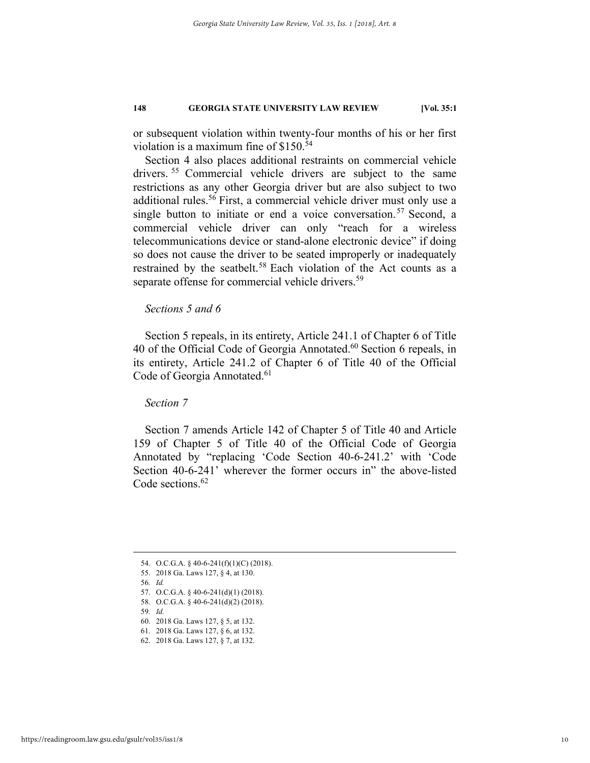or subsequent violation within twenty-four months of his or her first violation is a maximum fine of $150.[54]

Section 4 also places additional restraints on commercial vehicle drivers.[55] Commercial vehicle drivers are subject to the same restrictions as any other Georgia driver but are also subject to two additional rules.[56] First, a commercial vehicle driver must only use a single button to initiate or end a voice conversation.[57] Second, a commercial vehicle driver can only "reach for a wireless telecommunications device or stand-alone electronic device" if doing so does not cause the driver to be seated improperly or inadequately restrained by the seatbelt.[58] Each violation of the Act counts as a separate offense for commercial vehicle drivers.[59]

*Sections 5 and 6*

Section 5 repeals, in its entirety, Article 241.1 of Chapter 6 of Title 40 of the Official Code of Georgia Annotated.[60] Section 6 repeals, in its entirety, Article 241.2 of Chapter 6 of Title 40 of the Official Code of Georgia Annotated.[61]

*Section 7*

Section 7 amends Article 142 of Chapter 5 of Title 40 and Article 159 of Chapter 5 of Title 40 of the Official Code of Georgia Annotated by "replacing 'Code Section 40-6-241.2' with 'Code Section 40-6-241' wherever the former occurs in" the above-listed Code sections.[62]

---

54. O.C.G.A. § 40-6-241(f)(1)(C) (2018).
55. 2018 Ga. Laws 127, § 4, at 130.
56. *Id.*
57. O.C.G.A. § 40-6-241(d)(1) (2018).
58. O.C.G.A. § 40-6-241(d)(2) (2018).
59. *Id.*
60. 2018 Ga. Laws 127, § 5, at 132.
61. 2018 Ga. Laws 127, § 6, at 132.
62. 2018 Ga. Laws 127, § 7, at 132.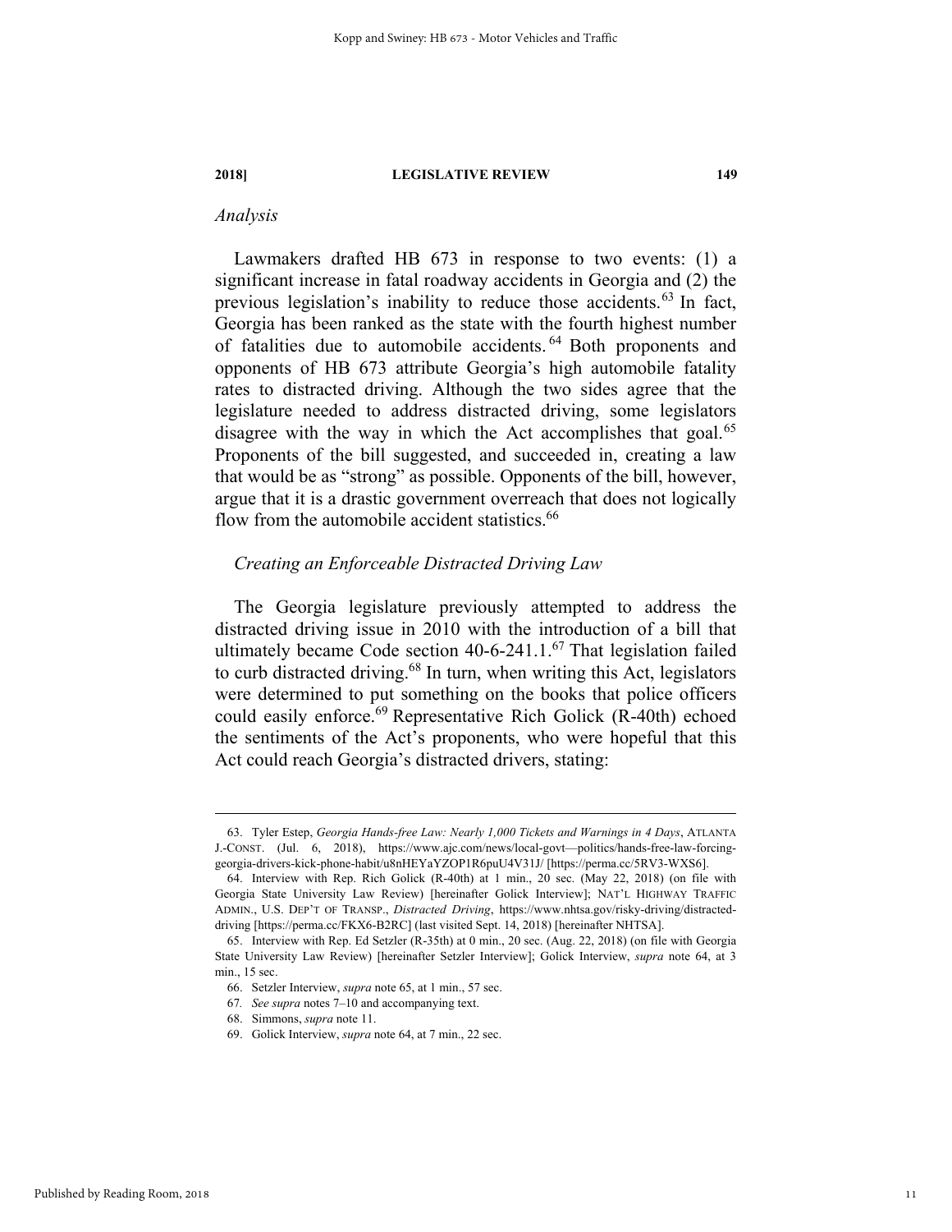*Analysis*

Lawmakers drafted HB 673 in response to two events: (1) a significant increase in fatal roadway accidents in Georgia and (2) the previous legislation's inability to reduce those accidents.[63] In fact, Georgia has been ranked as the state with the fourth highest number of fatalities due to automobile accidents.[64] Both proponents and opponents of HB 673 attribute Georgia's high automobile fatality rates to distracted driving. Although the two sides agree that the legislature needed to address distracted driving, some legislators disagree with the way in which the Act accomplishes that goal.[65] Proponents of the bill suggested, and succeeded in, creating a law that would be as "strong" as possible. Opponents of the bill, however, argue that it is a drastic government overreach that does not logically flow from the automobile accident statistics.[66]

*Creating an Enforceable Distracted Driving Law*

The Georgia legislature previously attempted to address the distracted driving issue in 2010 with the introduction of a bill that ultimately became Code section 40-6-241.1.[67] That legislation failed to curb distracted driving.[68] In turn, when writing this Act, legislators were determined to put something on the books that police officers could easily enforce.[69] Representative Rich Golick (R-40th) echoed the sentiments of the Act's proponents, who were hopeful that this Act could reach Georgia's distracted drivers, stating:

---

63. Tyler Estep, *Georgia Hands-free Law: Nearly 1,000 Tickets and Warnings in 4 Days*, ATLANTA J.-CONST. (Jul. 6, 2018), https://www.ajc.com/news/local-govt—politics/hands-free-law-forcing-georgia-drivers-kick-phone-habit/u8nHEYaYZOP1R6puU4V31J/ [https://perma.cc/5RV3-WXS6].

64. Interview with Rep. Rich Golick (R-40th) at 1 min., 20 sec. (May 22, 2018) (on file with Georgia State University Law Review) [hereinafter Golick Interview]; NAT'L HIGHWAY TRAFFIC ADMIN., U.S. DEP'T OF TRANSP., *Distracted Driving*, https://www.nhtsa.gov/risky-driving/distracted-driving [https://perma.cc/FKX6-B2RC] (last visited Sept. 14, 2018) [hereinafter NHTSA].

65. Interview with Rep. Ed Setzler (R-35th) at 0 min., 20 sec. (Aug. 22, 2018) (on file with Georgia State University Law Review) [hereinafter Setzler Interview]; Golick Interview, *supra* note 64, at 3 min., 15 sec.

66. Setzler Interview, *supra* note 65, at 1 min., 57 sec.

67. *See supra* notes 7–10 and accompanying text.

68. Simmons, *supra* note 11.

69. Golick Interview, *supra* note 64, at 7 min., 22 sec.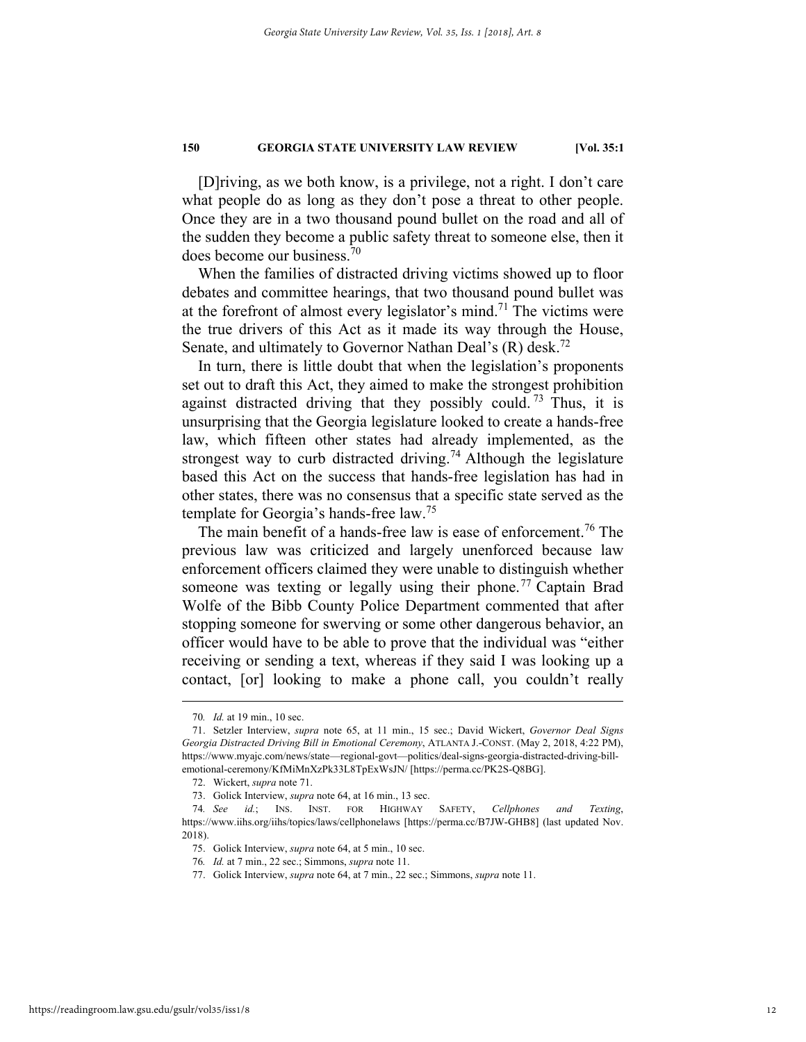[D]riving, as we both know, is a privilege, not a right. I don't care what people do as long as they don't pose a threat to other people. Once they are in a two thousand pound bullet on the road and all of the sudden they become a public safety threat to someone else, then it does become our business.[70]

When the families of distracted driving victims showed up to floor debates and committee hearings, that two thousand pound bullet was at the forefront of almost every legislator's mind.[71] The victims were the true drivers of this Act as it made its way through the House, Senate, and ultimately to Governor Nathan Deal's (R) desk.[72]

In turn, there is little doubt that when the legislation's proponents set out to draft this Act, they aimed to make the strongest prohibition against distracted driving that they possibly could.[73] Thus, it is unsurprising that the Georgia legislature looked to create a hands-free law, which fifteen other states had already implemented, as the strongest way to curb distracted driving.[74] Although the legislature based this Act on the success that hands-free legislation has had in other states, there was no consensus that a specific state served as the template for Georgia's hands-free law.[75]

The main benefit of a hands-free law is ease of enforcement.[76] The previous law was criticized and largely unenforced because law enforcement officers claimed they were unable to distinguish whether someone was texting or legally using their phone.[77] Captain Brad Wolfe of the Bibb County Police Department commented that after stopping someone for swerving or some other dangerous behavior, an officer would have to be able to prove that the individual was "either receiving or sending a text, whereas if they said I was looking up a contact, [or] looking to make a phone call, you couldn't really

---

70. *Id.* at 19 min., 10 sec.

71. Setzler Interview, *supra* note 65, at 11 min., 15 sec.; David Wickert, *Governor Deal Signs Georgia Distracted Driving Bill in Emotional Ceremony*, ATLANTA J.-CONST. (May 2, 2018, 4:22 PM), https://www.myajc.com/news/state—regional-govt—politics/deal-signs-georgia-distracted-driving-bill-emotional-ceremony/KfMiMnXzPk33L8TpExWsJN/ [https://perma.cc/PK2S-Q8BG].

72. Wickert, *supra* note 71.

73. Golick Interview, *supra* note 64, at 16 min., 13 sec.

74. *See id.*; INS. INST. FOR HIGHWAY SAFETY, *Cellphones and Texting*, https://www.iihs.org/iihs/topics/laws/cellphonelaws [https://perma.cc/B7JW-GHB8] (last updated Nov. 2018).

75. Golick Interview, *supra* note 64, at 5 min., 10 sec.

76. *Id.* at 7 min., 22 sec.; Simmons, *supra* note 11.

77. Golick Interview, *supra* note 64, at 7 min., 22 sec.; Simmons, *supra* note 11.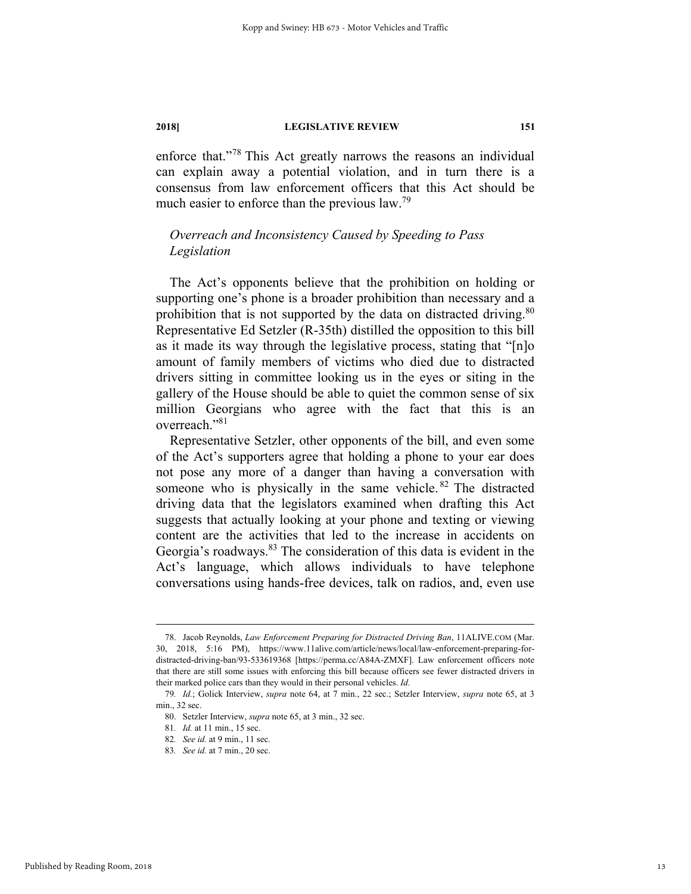enforce that."[78] This Act greatly narrows the reasons an individual can explain away a potential violation, and in turn there is a consensus from law enforcement officers that this Act should be much easier to enforce than the previous law.[79]

### *Overreach and Inconsistency Caused by Speeding to Pass Legislation*

The Act's opponents believe that the prohibition on holding or supporting one's phone is a broader prohibition than necessary and a prohibition that is not supported by the data on distracted driving.[80] Representative Ed Setzler (R-35th) distilled the opposition to this bill as it made its way through the legislative process, stating that "[n]o amount of family members of victims who died due to distracted drivers sitting in committee looking us in the eyes or siting in the gallery of the House should be able to quiet the common sense of six million Georgians who agree with the fact that this is an overreach."[81]

Representative Setzler, other opponents of the bill, and even some of the Act's supporters agree that holding a phone to your ear does not pose any more of a danger than having a conversation with someone who is physically in the same vehicle.[82] The distracted driving data that the legislators examined when drafting this Act suggests that actually looking at your phone and texting or viewing content are the activities that led to the increase in accidents on Georgia's roadways.[83] The consideration of this data is evident in the Act's language, which allows individuals to have telephone conversations using hands-free devices, talk on radios, and, even use

---

78. Jacob Reynolds, *Law Enforcement Preparing for Distracted Driving Ban*, 11ALIVE.COM (Mar. 30, 2018, 5:16 PM), https://www.11alive.com/article/news/local/law-enforcement-preparing-for-distracted-driving-ban/93-533619368 [https://perma.cc/A84A-ZMXF]. Law enforcement officers note that there are still some issues with enforcing this bill because officers see fewer distracted drivers in their marked police cars than they would in their personal vehicles. *Id.*

79. *Id.*; Golick Interview, *supra* note 64, at 7 min., 22 sec.; Setzler Interview, *supra* note 65, at 3 min., 32 sec.

80. Setzler Interview, *supra* note 65, at 3 min., 32 sec.

81. *Id.* at 11 min., 15 sec.

82. *See id.* at 9 min., 11 sec.

83. *See id.* at 7 min., 20 sec.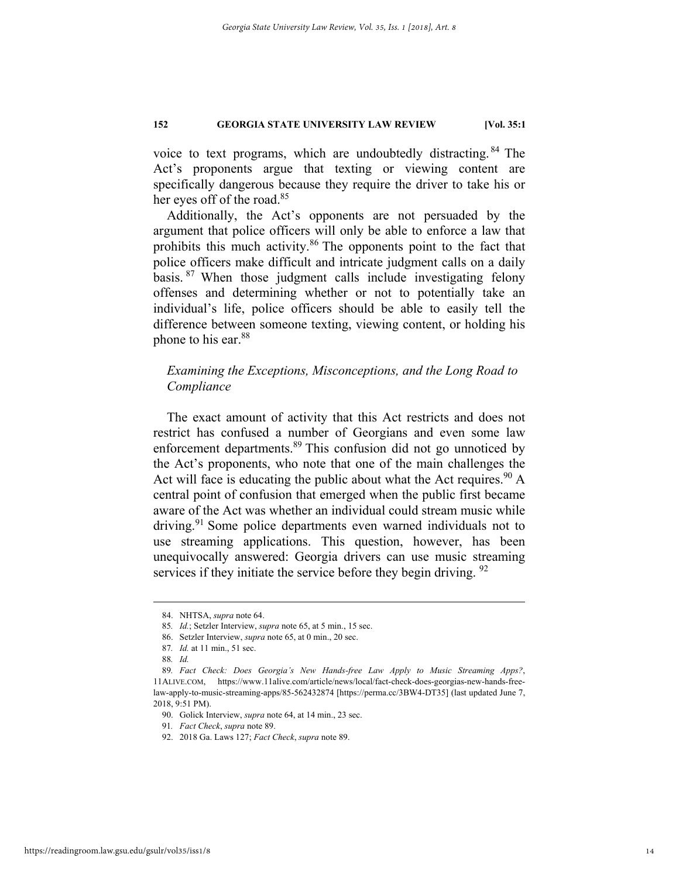voice to text programs, which are undoubtedly distracting.[84] The Act's proponents argue that texting or viewing content are specifically dangerous because they require the driver to take his or her eyes off of the road.[85]

Additionally, the Act's opponents are not persuaded by the argument that police officers will only be able to enforce a law that prohibits this much activity.[86] The opponents point to the fact that police officers make difficult and intricate judgment calls on a daily basis.[87] When those judgment calls include investigating felony offenses and determining whether or not to potentially take an individual's life, police officers should be able to easily tell the difference between someone texting, viewing content, or holding his phone to his ear.[88]

### *Examining the Exceptions, Misconceptions, and the Long Road to Compliance*

The exact amount of activity that this Act restricts and does not restrict has confused a number of Georgians and even some law enforcement departments.[89] This confusion did not go unnoticed by the Act's proponents, who note that one of the main challenges the Act will face is educating the public about what the Act requires.[90] A central point of confusion that emerged when the public first became aware of the Act was whether an individual could stream music while driving.[91] Some police departments even warned individuals not to use streaming applications. This question, however, has been unequivocally answered: Georgia drivers can use music streaming services if they initiate the service before they begin driving.[92]

---

84. NHTSA, *supra* note 64.

85. *Id.*; Setzler Interview, *supra* note 65, at 5 min., 15 sec.

86. Setzler Interview, *supra* note 65, at 0 min., 20 sec.

87. *Id.* at 11 min., 51 sec.

88. *Id.*

89. *Fact Check: Does Georgia's New Hands-free Law Apply to Music Streaming Apps?*, 11ALIVE.COM, https://www.11alive.com/article/news/local/fact-check-does-georgias-new-hands-free-law-apply-to-music-streaming-apps/85-562432874 [https://perma.cc/3BW4-DT35] (last updated June 7, 2018, 9:51 PM).

90. Golick Interview, *supra* note 64, at 14 min., 23 sec.

91. *Fact Check*, *supra* note 89.

92. 2018 Ga. Laws 127; *Fact Check*, *supra* note 89.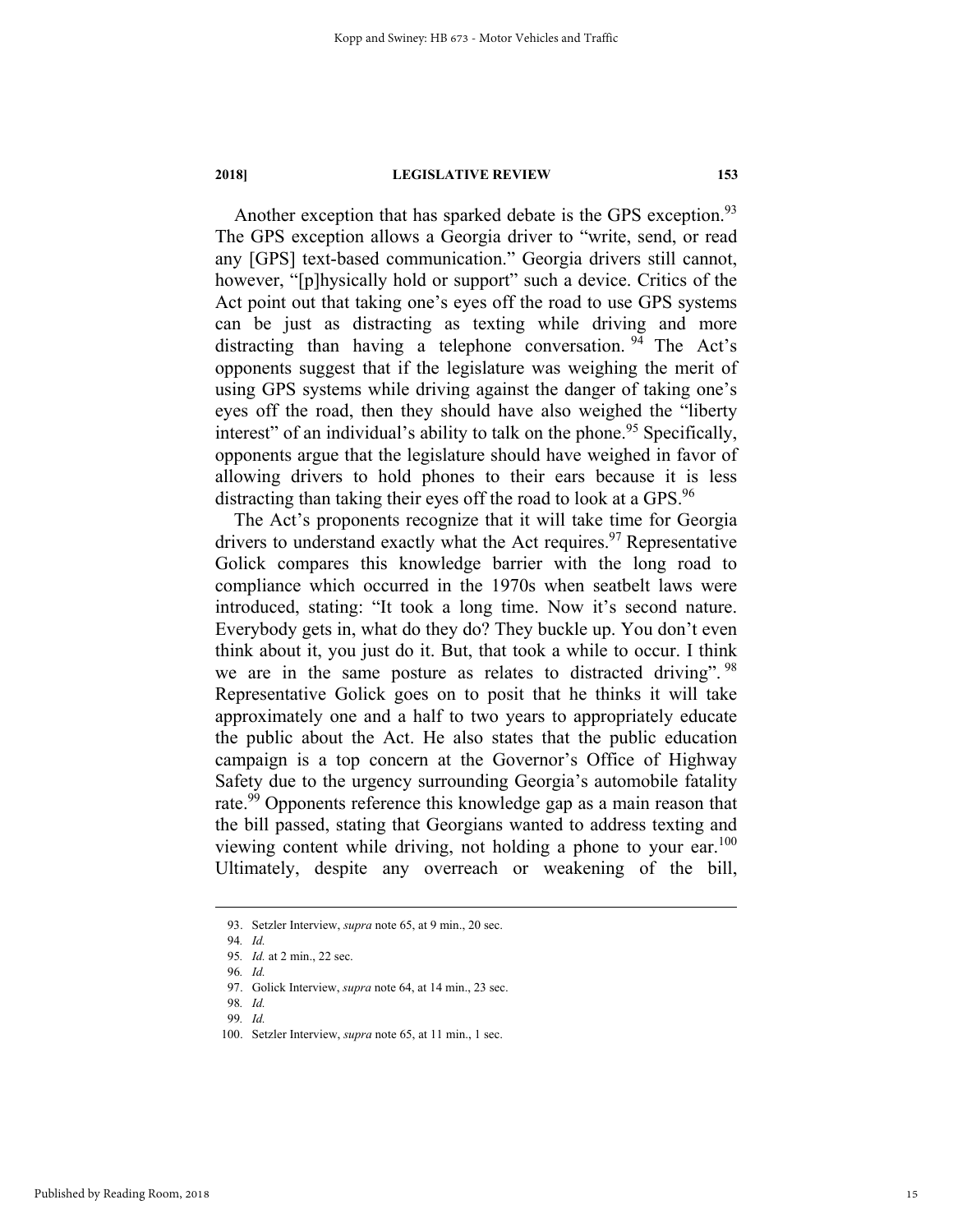Another exception that has sparked debate is the GPS exception.[93] The GPS exception allows a Georgia driver to "write, send, or read any [GPS] text-based communication." Georgia drivers still cannot, however, "[p]hysically hold or support" such a device. Critics of the Act point out that taking one's eyes off the road to use GPS systems can be just as distracting as texting while driving and more distracting than having a telephone conversation.[94] The Act's opponents suggest that if the legislature was weighing the merit of using GPS systems while driving against the danger of taking one's eyes off the road, then they should have also weighed the "liberty interest" of an individual's ability to talk on the phone.[95] Specifically, opponents argue that the legislature should have weighed in favor of allowing drivers to hold phones to their ears because it is less distracting than taking their eyes off the road to look at a GPS.[96]

The Act's proponents recognize that it will take time for Georgia drivers to understand exactly what the Act requires.[97] Representative Golick compares this knowledge barrier with the long road to compliance which occurred in the 1970s when seatbelt laws were introduced, stating: "It took a long time. Now it's second nature. Everybody gets in, what do they do? They buckle up. You don't even think about it, you just do it. But, that took a while to occur. I think we are in the same posture as relates to distracted driving".[98] Representative Golick goes on to posit that he thinks it will take approximately one and a half to two years to appropriately educate the public about the Act. He also states that the public education campaign is a top concern at the Governor's Office of Highway Safety due to the urgency surrounding Georgia's automobile fatality rate.[99] Opponents reference this knowledge gap as a main reason that the bill passed, stating that Georgians wanted to address texting and viewing content while driving, not holding a phone to your ear.[100] Ultimately, despite any overreach or weakening of the bill,

---

93. Setzler Interview, *supra* note 65, at 9 min., 20 sec.

94. *Id.*

95. *Id.* at 2 min., 22 sec.

96. *Id.*

97. Golick Interview, *supra* note 64, at 14 min., 23 sec.

98. *Id.*

99. *Id.*

100. Setzler Interview, *supra* note 65, at 11 min., 1 sec.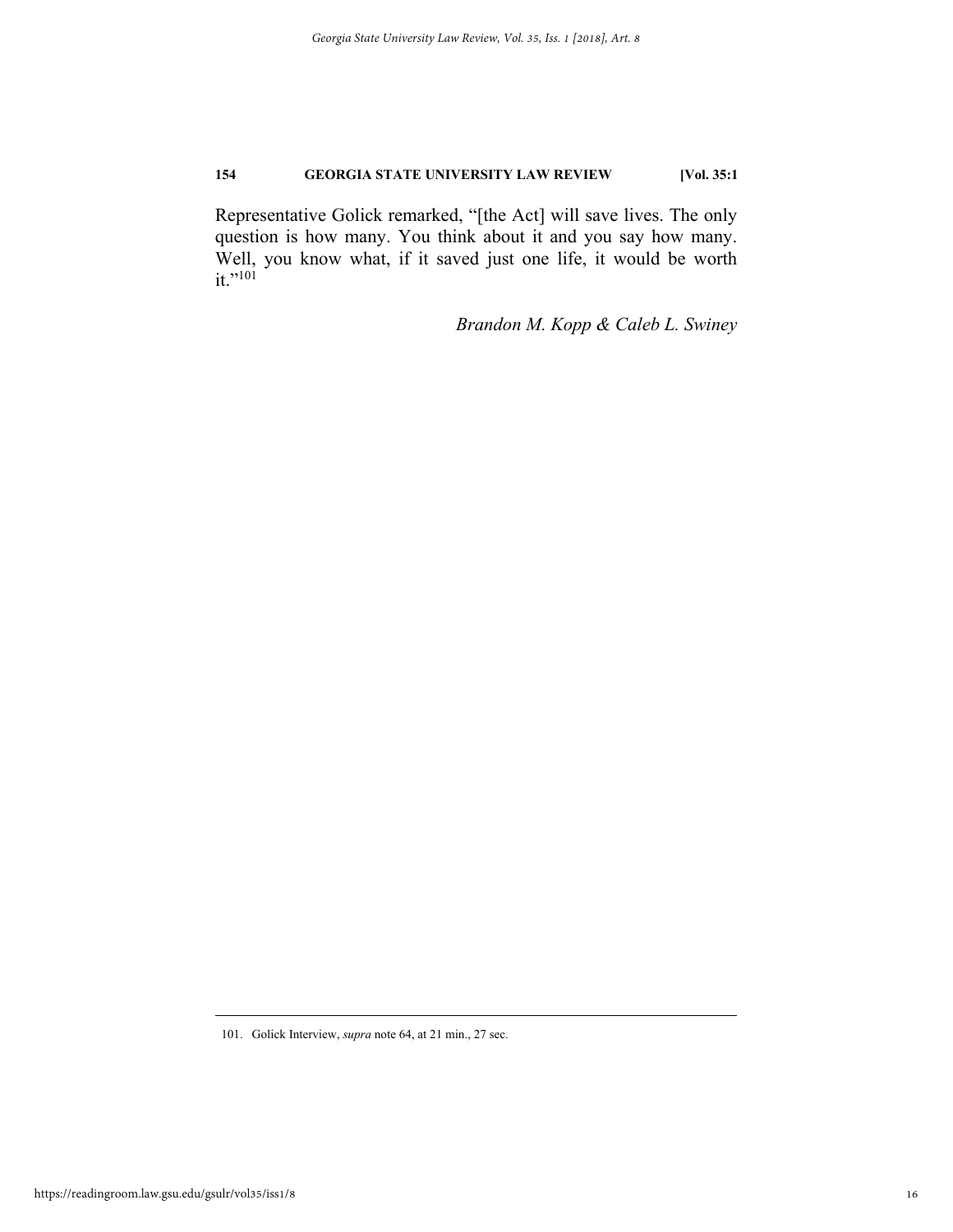Representative Golick remarked, "[the Act] will save lives. The only question is how many. You think about it and you say how many. Well, you know what, if it saved just one life, it would be worth it."[101]

*Brandon M. Kopp & Caleb L. Swiney*

---

101. Golick Interview, *supra* note 64, at 21 min., 27 sec.